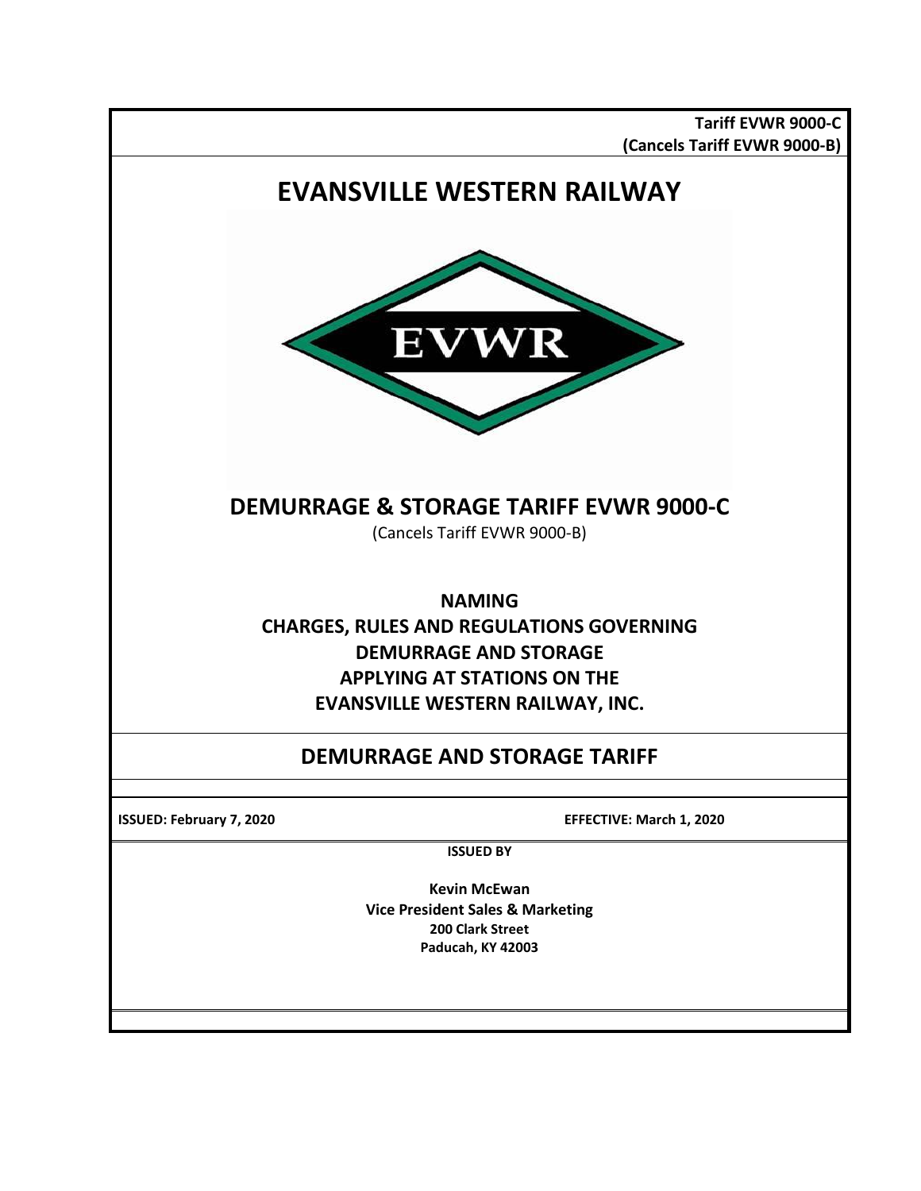**Tariff EVWR 9000-C**
**(Cancels Tariff EVWR 9000-B)**

# EVANSVILLE WESTERN RAILWAY

EVWR

## DEMURRAGE & STORAGE TARIFF EVWR 9000-C

(Cancels Tariff EVWR 9000-B)

**NAMING**
**CHARGES, RULES AND REGULATIONS GOVERNING**
**DEMURRAGE AND STORAGE**
**APPLYING AT STATIONS ON THE**
**EVANSVILLE WESTERN RAILWAY, INC.**

## DEMURRAGE AND STORAGE TARIFF

**ISSUED: February 7, 2020** **EFFECTIVE: March 1, 2020**

**ISSUED BY**

**Kevin McEwan**
**Vice President Sales & Marketing**
**200 Clark Street**
**Paducah, KY 42003**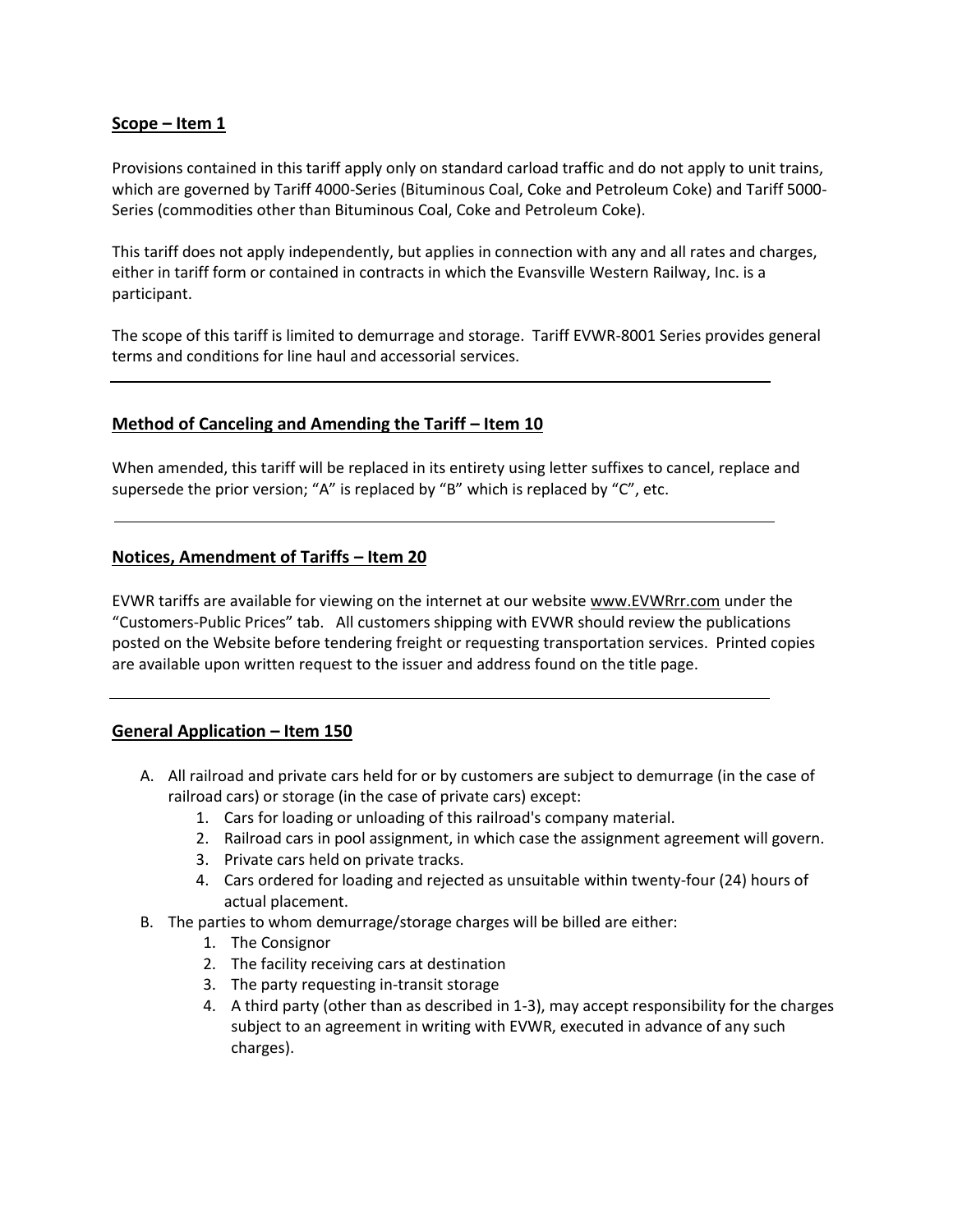## Scope – Item 1

Provisions contained in this tariff apply only on standard carload traffic and do not apply to unit trains, which are governed by Tariff 4000-Series (Bituminous Coal, Coke and Petroleum Coke) and Tariff 5000-Series (commodities other than Bituminous Coal, Coke and Petroleum Coke).

This tariff does not apply independently, but applies in connection with any and all rates and charges, either in tariff form or contained in contracts in which the Evansville Western Railway, Inc. is a participant.

The scope of this tariff is limited to demurrage and storage. Tariff EVWR-8001 Series provides general terms and conditions for line haul and accessorial services.

---

## Method of Canceling and Amending the Tariff – Item 10

When amended, this tariff will be replaced in its entirety using letter suffixes to cancel, replace and supersede the prior version; "A" is replaced by "B" which is replaced by "C", etc.

---

## Notices, Amendment of Tariffs – Item 20

EVWR tariffs are available for viewing on the internet at our website www.EVWRrr.com under the "Customers-Public Prices" tab. All customers shipping with EVWR should review the publications posted on the Website before tendering freight or requesting transportation services. Printed copies are available upon written request to the issuer and address found on the title page.

---

## General Application – Item 150

A. All railroad and private cars held for or by customers are subject to demurrage (in the case of railroad cars) or storage (in the case of private cars) except:
   1. Cars for loading or unloading of this railroad's company material.
   2. Railroad cars in pool assignment, in which case the assignment agreement will govern.
   3. Private cars held on private tracks.
   4. Cars ordered for loading and rejected as unsuitable within twenty-four (24) hours of actual placement.

B. The parties to whom demurrage/storage charges will be billed are either:
   1. The Consignor
   2. The facility receiving cars at destination
   3. The party requesting in-transit storage
   4. A third party (other than as described in 1-3), may accept responsibility for the charges subject to an agreement in writing with EVWR, executed in advance of any such charges).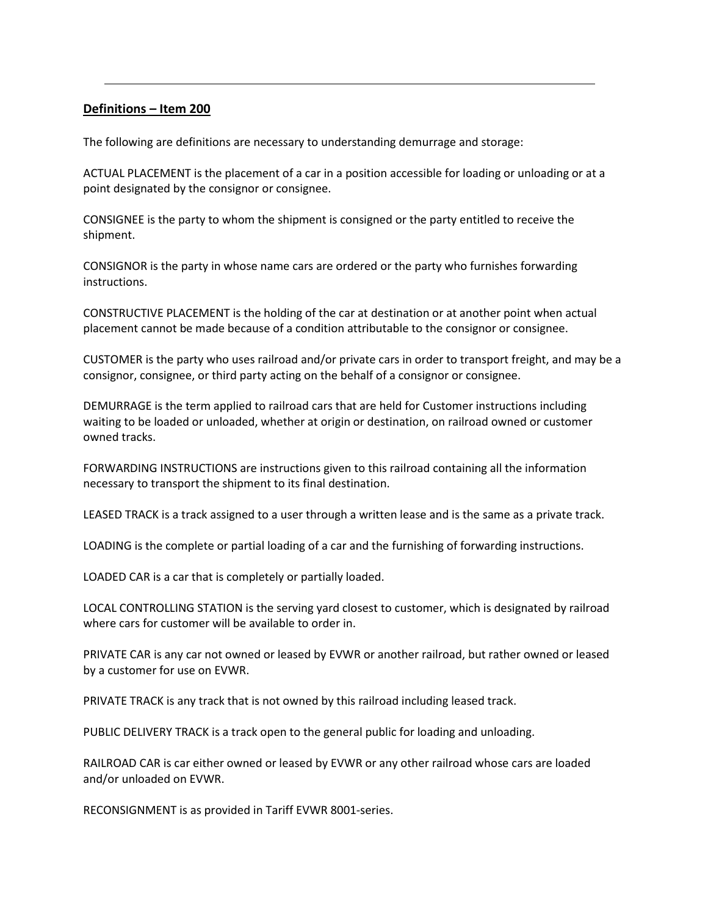## Definitions – Item 200

The following are definitions are necessary to understanding demurrage and storage:

ACTUAL PLACEMENT is the placement of a car in a position accessible for loading or unloading or at a point designated by the consignor or consignee.

CONSIGNEE is the party to whom the shipment is consigned or the party entitled to receive the shipment.

CONSIGNOR is the party in whose name cars are ordered or the party who furnishes forwarding instructions.

CONSTRUCTIVE PLACEMENT is the holding of the car at destination or at another point when actual placement cannot be made because of a condition attributable to the consignor or consignee.

CUSTOMER is the party who uses railroad and/or private cars in order to transport freight, and may be a consignor, consignee, or third party acting on the behalf of a consignor or consignee.

DEMURRAGE is the term applied to railroad cars that are held for Customer instructions including waiting to be loaded or unloaded, whether at origin or destination, on railroad owned or customer owned tracks.

FORWARDING INSTRUCTIONS are instructions given to this railroad containing all the information necessary to transport the shipment to its final destination.

LEASED TRACK is a track assigned to a user through a written lease and is the same as a private track.

LOADING is the complete or partial loading of a car and the furnishing of forwarding instructions.

LOADED CAR is a car that is completely or partially loaded.

LOCAL CONTROLLING STATION is the serving yard closest to customer, which is designated by railroad where cars for customer will be available to order in.

PRIVATE CAR is any car not owned or leased by EVWR or another railroad, but rather owned or leased by a customer for use on EVWR.

PRIVATE TRACK is any track that is not owned by this railroad including leased track.

PUBLIC DELIVERY TRACK is a track open to the general public for loading and unloading.

RAILROAD CAR is car either owned or leased by EVWR or any other railroad whose cars are loaded and/or unloaded on EVWR.

RECONSIGNMENT is as provided in Tariff EVWR 8001-series.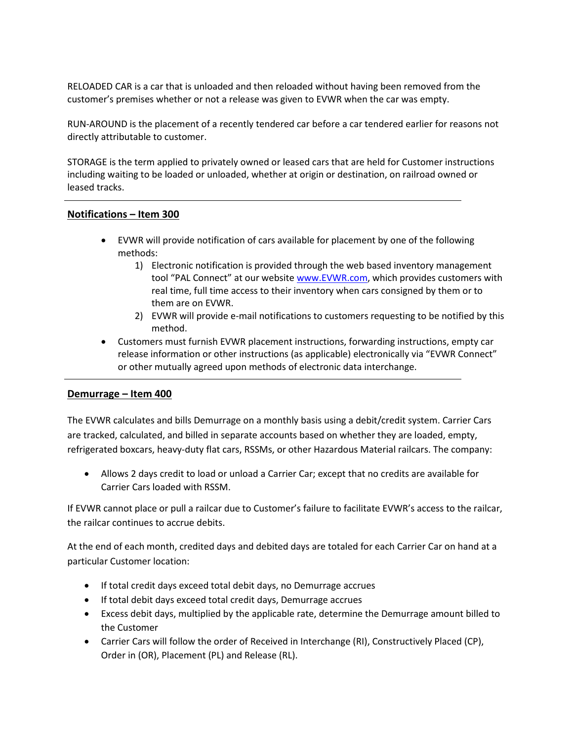RELOADED CAR is a car that is unloaded and then reloaded without having been removed from the customer's premises whether or not a release was given to EVWR when the car was empty.

RUN-AROUND is the placement of a recently tendered car before a car tendered earlier for reasons not directly attributable to customer.

STORAGE is the term applied to privately owned or leased cars that are held for Customer instructions including waiting to be loaded or unloaded, whether at origin or destination, on railroad owned or leased tracks.

---

## Notifications – Item 300

- EVWR will provide notification of cars available for placement by one of the following methods:
    1) Electronic notification is provided through the web based inventory management tool "PAL Connect" at our website www.EVWR.com, which provides customers with real time, full time access to their inventory when cars consigned by them or to them are on EVWR.
    2) EVWR will provide e-mail notifications to customers requesting to be notified by this method.
- Customers must furnish EVWR placement instructions, forwarding instructions, empty car release information or other instructions (as applicable) electronically via "EVWR Connect" or other mutually agreed upon methods of electronic data interchange.

---

## Demurrage – Item 400

The EVWR calculates and bills Demurrage on a monthly basis using a debit/credit system. Carrier Cars are tracked, calculated, and billed in separate accounts based on whether they are loaded, empty, refrigerated boxcars, heavy-duty flat cars, RSSMs, or other Hazardous Material railcars. The company:

- Allows 2 days credit to load or unload a Carrier Car; except that no credits are available for Carrier Cars loaded with RSSM.

If EVWR cannot place or pull a railcar due to Customer's failure to facilitate EVWR's access to the railcar, the railcar continues to accrue debits.

At the end of each month, credited days and debited days are totaled for each Carrier Car on hand at a particular Customer location:

- If total credit days exceed total debit days, no Demurrage accrues
- If total debit days exceed total credit days, Demurrage accrues
- Excess debit days, multiplied by the applicable rate, determine the Demurrage amount billed to the Customer
- Carrier Cars will follow the order of Received in Interchange (RI), Constructively Placed (CP), Order in (OR), Placement (PL) and Release (RL).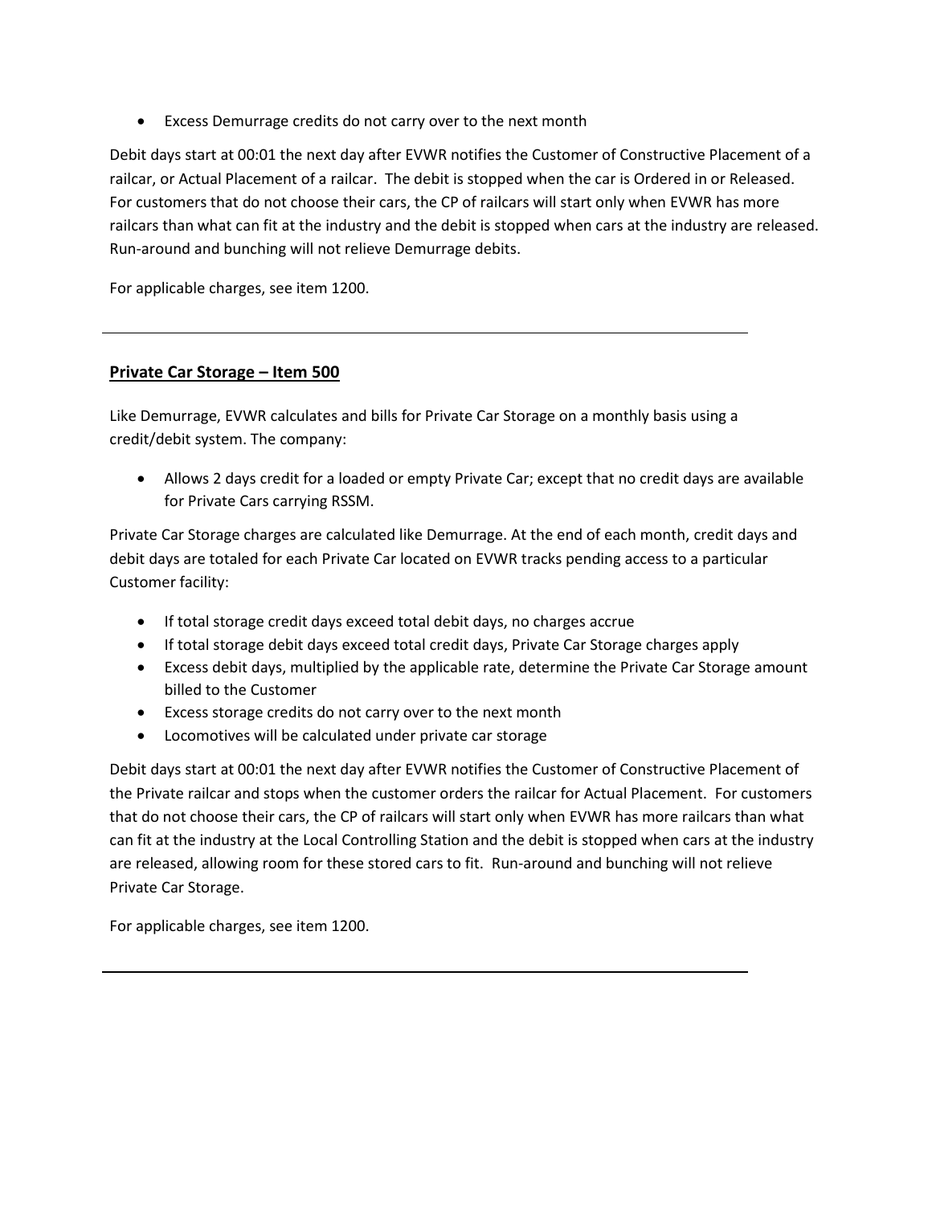- Excess Demurrage credits do not carry over to the next month

Debit days start at 00:01 the next day after EVWR notifies the Customer of Constructive Placement of a railcar, or Actual Placement of a railcar. The debit is stopped when the car is Ordered in or Released. For customers that do not choose their cars, the CP of railcars will start only when EVWR has more railcars than what can fit at the industry and the debit is stopped when cars at the industry are released. Run-around and bunching will not relieve Demurrage debits.

For applicable charges, see item 1200.

---

## **Private Car Storage – Item 500**

Like Demurrage, EVWR calculates and bills for Private Car Storage on a monthly basis using a credit/debit system. The company:

- Allows 2 days credit for a loaded or empty Private Car; except that no credit days are available for Private Cars carrying RSSM.

Private Car Storage charges are calculated like Demurrage. At the end of each month, credit days and debit days are totaled for each Private Car located on EVWR tracks pending access to a particular Customer facility:

- If total storage credit days exceed total debit days, no charges accrue
- If total storage debit days exceed total credit days, Private Car Storage charges apply
- Excess debit days, multiplied by the applicable rate, determine the Private Car Storage amount billed to the Customer
- Excess storage credits do not carry over to the next month
- Locomotives will be calculated under private car storage

Debit days start at 00:01 the next day after EVWR notifies the Customer of Constructive Placement of the Private railcar and stops when the customer orders the railcar for Actual Placement. For customers that do not choose their cars, the CP of railcars will start only when EVWR has more railcars than what can fit at the industry at the Local Controlling Station and the debit is stopped when cars at the industry are released, allowing room for these stored cars to fit. Run-around and bunching will not relieve Private Car Storage.

For applicable charges, see item 1200.

---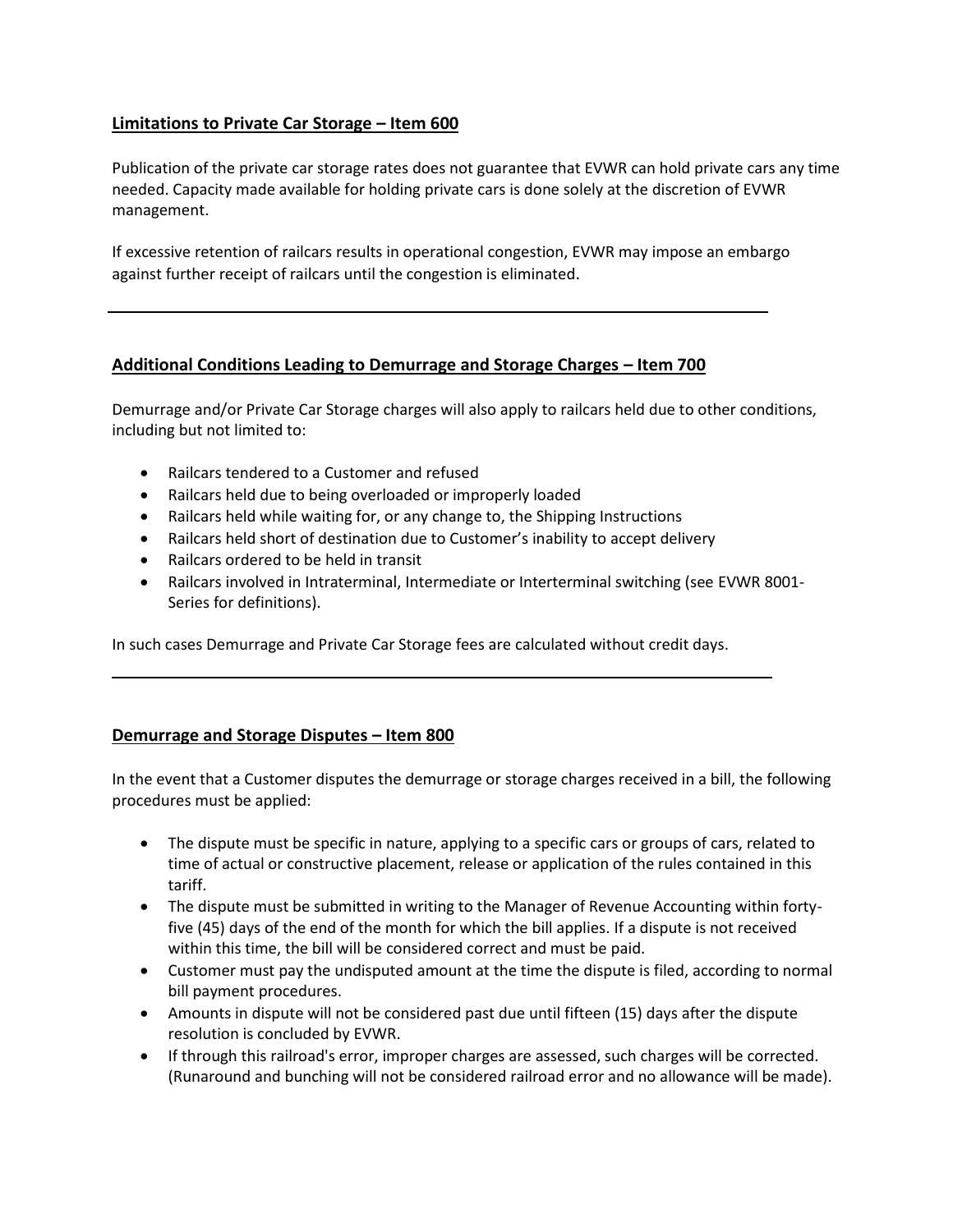## Limitations to Private Car Storage – Item 600

Publication of the private car storage rates does not guarantee that EVWR can hold private cars any time needed. Capacity made available for holding private cars is done solely at the discretion of EVWR management.

If excessive retention of railcars results in operational congestion, EVWR may impose an embargo against further receipt of railcars until the congestion is eliminated.

---

## Additional Conditions Leading to Demurrage and Storage Charges – Item 700

Demurrage and/or Private Car Storage charges will also apply to railcars held due to other conditions, including but not limited to:

- Railcars tendered to a Customer and refused
- Railcars held due to being overloaded or improperly loaded
- Railcars held while waiting for, or any change to, the Shipping Instructions
- Railcars held short of destination due to Customer's inability to accept delivery
- Railcars ordered to be held in transit
- Railcars involved in Intraterminal, Intermediate or Interterminal switching (see EVWR 8001-Series for definitions).

In such cases Demurrage and Private Car Storage fees are calculated without credit days.

---

## Demurrage and Storage Disputes – Item 800

In the event that a Customer disputes the demurrage or storage charges received in a bill, the following procedures must be applied:

- The dispute must be specific in nature, applying to a specific cars or groups of cars, related to time of actual or constructive placement, release or application of the rules contained in this tariff.
- The dispute must be submitted in writing to the Manager of Revenue Accounting within forty-five (45) days of the end of the month for which the bill applies. If a dispute is not received within this time, the bill will be considered correct and must be paid.
- Customer must pay the undisputed amount at the time the dispute is filed, according to normal bill payment procedures.
- Amounts in dispute will not be considered past due until fifteen (15) days after the dispute resolution is concluded by EVWR.
- If through this railroad's error, improper charges are assessed, such charges will be corrected. (Runaround and bunching will not be considered railroad error and no allowance will be made).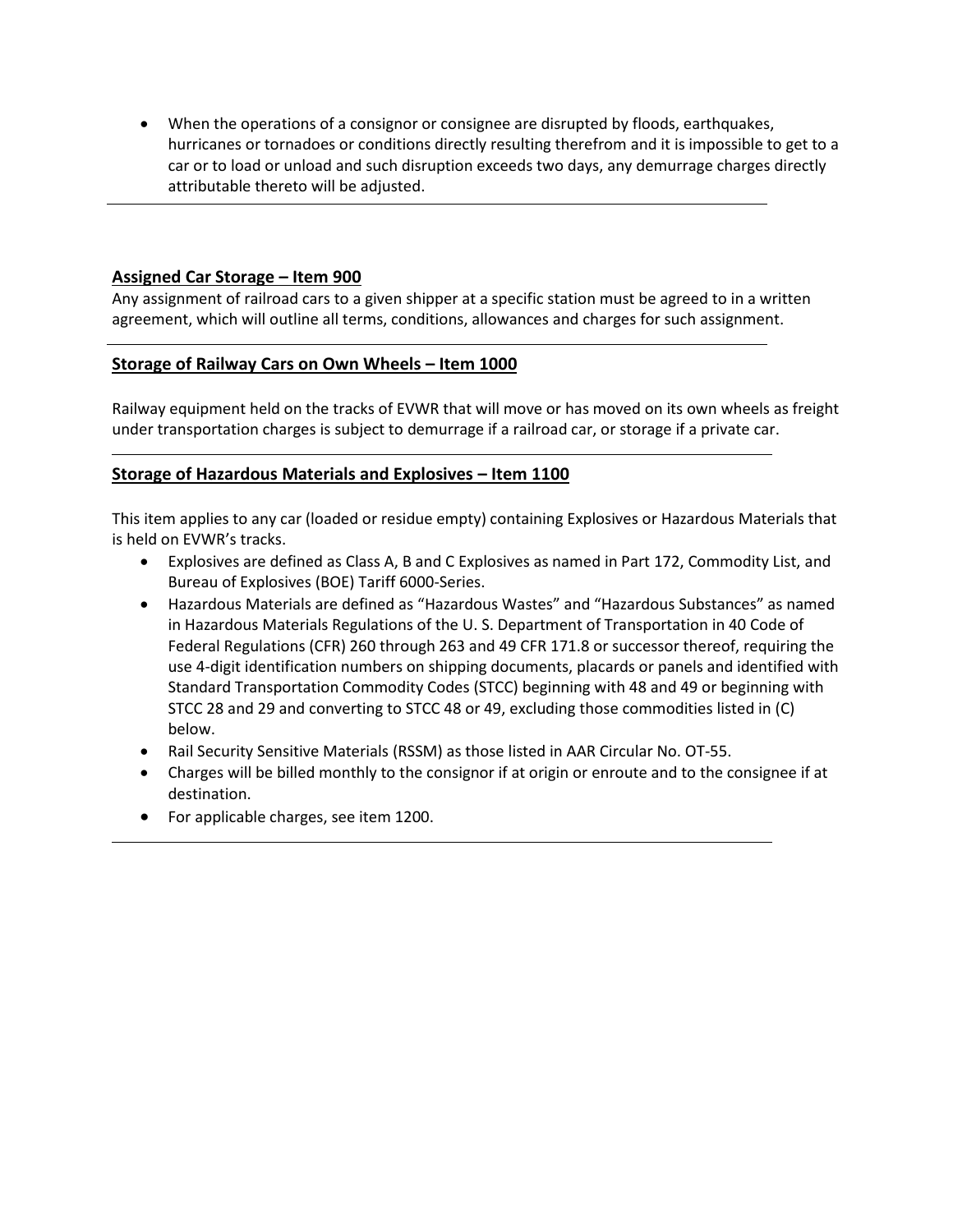- When the operations of a consignor or consignee are disrupted by floods, earthquakes, hurricanes or tornadoes or conditions directly resulting therefrom and it is impossible to get to a car or to load or unload and such disruption exceeds two days, any demurrage charges directly attributable thereto will be adjusted.

---

## Assigned Car Storage – Item 900

Any assignment of railroad cars to a given shipper at a specific station must be agreed to in a written agreement, which will outline all terms, conditions, allowances and charges for such assignment.

---

## Storage of Railway Cars on Own Wheels – Item 1000

Railway equipment held on the tracks of EVWR that will move or has moved on its own wheels as freight under transportation charges is subject to demurrage if a railroad car, or storage if a private car.

---

## Storage of Hazardous Materials and Explosives – Item 1100

This item applies to any car (loaded or residue empty) containing Explosives or Hazardous Materials that is held on EVWR's tracks.

- Explosives are defined as Class A, B and C Explosives as named in Part 172, Commodity List, and Bureau of Explosives (BOE) Tariff 6000-Series.
- Hazardous Materials are defined as "Hazardous Wastes" and "Hazardous Substances" as named in Hazardous Materials Regulations of the U. S. Department of Transportation in 40 Code of Federal Regulations (CFR) 260 through 263 and 49 CFR 171.8 or successor thereof, requiring the use 4-digit identification numbers on shipping documents, placards or panels and identified with Standard Transportation Commodity Codes (STCC) beginning with 48 and 49 or beginning with STCC 28 and 29 and converting to STCC 48 or 49, excluding those commodities listed in (C) below.
- Rail Security Sensitive Materials (RSSM) as those listed in AAR Circular No. OT-55.
- Charges will be billed monthly to the consignor if at origin or enroute and to the consignee if at destination.
- For applicable charges, see item 1200.

---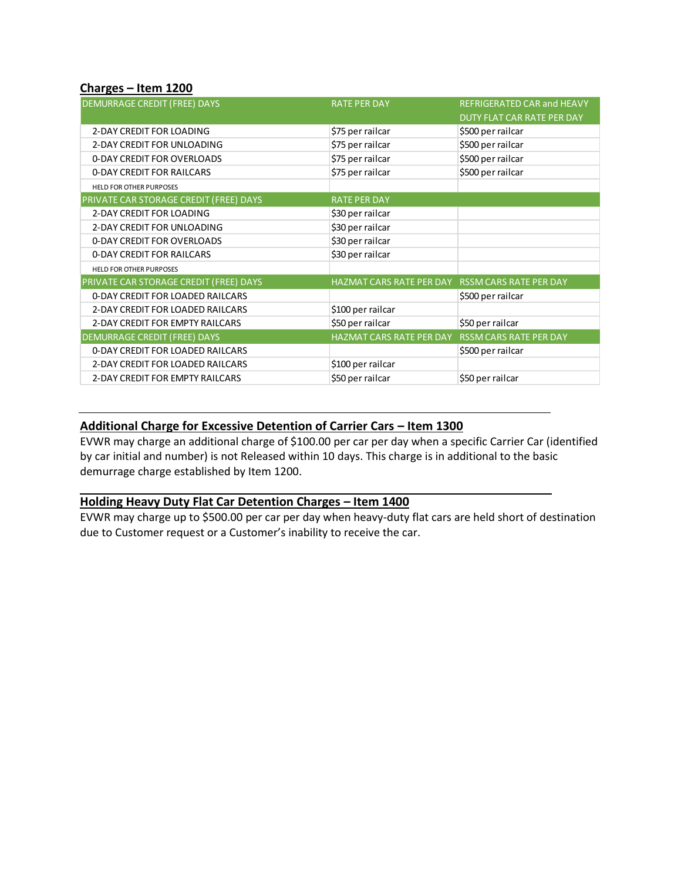## Charges – Item 1200

| DEMURRAGE CREDIT (FREE) DAYS | RATE PER DAY | REFRIGERATED CAR and HEAVY DUTY FLAT CAR RATE PER DAY |
|---|---|---|
| 2-DAY CREDIT FOR LOADING | $75 per railcar | $500 per railcar |
| 2-DAY CREDIT FOR UNLOADING | $75 per railcar | $500 per railcar |
| 0-DAY CREDIT FOR OVERLOADS | $75 per railcar | $500 per railcar |
| 0-DAY CREDIT FOR RAILCARS HELD FOR OTHER PURPOSES | $75 per railcar | $500 per railcar |
| **PRIVATE CAR STORAGE CREDIT (FREE) DAYS** | **RATE PER DAY** | |
| 2-DAY CREDIT FOR LOADING | $30 per railcar | |
| 2-DAY CREDIT FOR UNLOADING | $30 per railcar | |
| 0-DAY CREDIT FOR OVERLOADS | $30 per railcar | |
| 0-DAY CREDIT FOR RAILCARS HELD FOR OTHER PURPOSES | $30 per railcar | |
| **PRIVATE CAR STORAGE CREDIT (FREE) DAYS** | **HAZMAT CARS RATE PER DAY** | **RSSM CARS RATE PER DAY** |
| 0-DAY CREDIT FOR LOADED RAILCARS | | $500 per railcar |
| 2-DAY CREDIT FOR LOADED RAILCARS | $100 per railcar | |
| 2-DAY CREDIT FOR EMPTY RAILCARS | $50 per railcar | $50 per railcar |
| **DEMURRAGE CREDIT (FREE) DAYS** | **HAZMAT CARS RATE PER DAY** | **RSSM CARS RATE PER DAY** |
| 0-DAY CREDIT FOR LOADED RAILCARS | | $500 per railcar |
| 2-DAY CREDIT FOR LOADED RAILCARS | $100 per railcar | |
| 2-DAY CREDIT FOR EMPTY RAILCARS | $50 per railcar | $50 per railcar |

## Additional Charge for Excessive Detention of Carrier Cars – Item 1300

EVWR may charge an additional charge of $100.00 per car per day when a specific Carrier Car (identified by car initial and number) is not Released within 10 days. This charge is in additional to the basic demurrage charge established by Item 1200.

## Holding Heavy Duty Flat Car Detention Charges – Item 1400

EVWR may charge up to $500.00 per car per day when heavy-duty flat cars are held short of destination due to Customer request or a Customer's inability to receive the car.